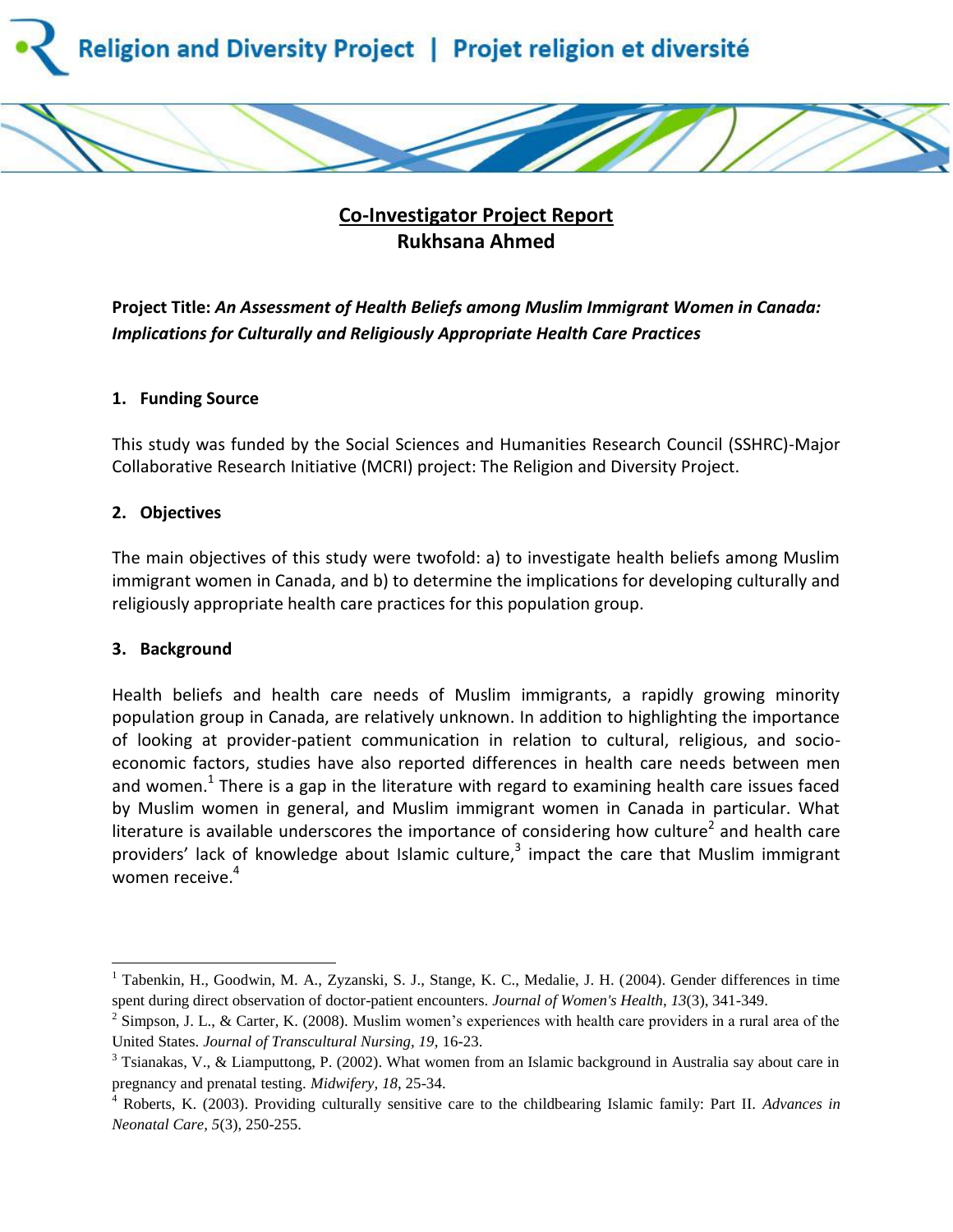Religion and Diversity Project | Projet religion et diversité

# Co-Investigator Project Report
## Rukhsana Ahmed

**Project Title:** ***An Assessment of Health Beliefs among Muslim Immigrant Women in Canada: Implications for Culturally and Religiously Appropriate Health Care Practices***

### 1. Funding Source

This study was funded by the Social Sciences and Humanities Research Council (SSHRC)-Major Collaborative Research Initiative (MCRI) project: The Religion and Diversity Project.

### 2. Objectives

The main objectives of this study were twofold: a) to investigate health beliefs among Muslim immigrant women in Canada, and b) to determine the implications for developing culturally and religiously appropriate health care practices for this population group.

### 3. Background

Health beliefs and health care needs of Muslim immigrants, a rapidly growing minority population group in Canada, are relatively unknown. In addition to highlighting the importance of looking at provider-patient communication in relation to cultural, religious, and socio-economic factors, studies have also reported differences in health care needs between men and women.[1] There is a gap in the literature with regard to examining health care issues faced by Muslim women in general, and Muslim immigrant women in Canada in particular. What literature is available underscores the importance of considering how culture[2] and health care providers' lack of knowledge about Islamic culture,[3] impact the care that Muslim immigrant women receive.[4]

---

[1] Tabenkin, H., Goodwin, M. A., Zyzanski, S. J., Stange, K. C., Medalie, J. H. (2004). Gender differences in time spent during direct observation of doctor-patient encounters. *Journal of Women's Health*, *13*(3), 341-349.

[2] Simpson, J. L., & Carter, K. (2008). Muslim women's experiences with health care providers in a rural area of the United States. *Journal of Transcultural Nursing*, *19*, 16-23.

[3] Tsianakas, V., & Liamputtong, P. (2002). What women from an Islamic background in Australia say about care in pregnancy and prenatal testing. *Midwifery*, *18*, 25-34.

[4] Roberts, K. (2003). Providing culturally sensitive care to the childbearing Islamic family: Part II. *Advances in Neonatal Care*, *5*(3), 250-255.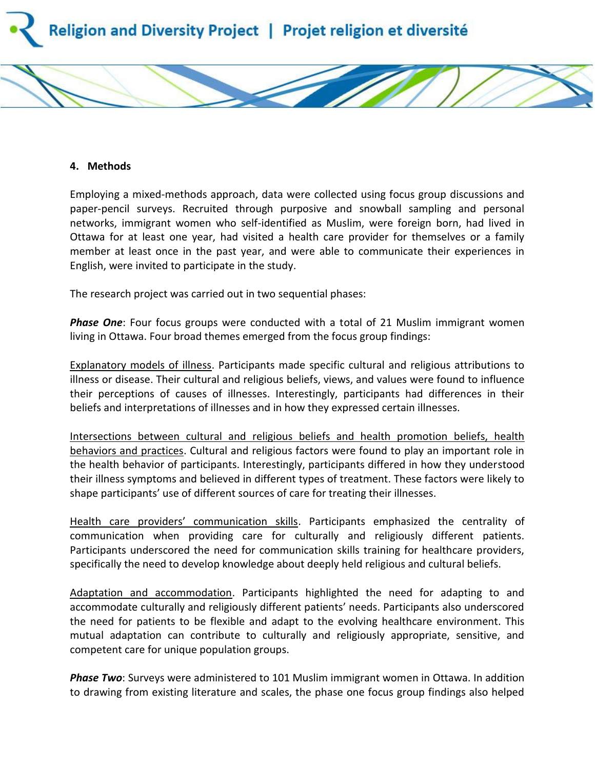## 4. Methods

Employing a mixed-methods approach, data were collected using focus group discussions and paper-pencil surveys. Recruited through purposive and snowball sampling and personal networks, immigrant women who self-identified as Muslim, were foreign born, had lived in Ottawa for at least one year, had visited a health care provider for themselves or a family member at least once in the past year, and were able to communicate their experiences in English, were invited to participate in the study.

The research project was carried out in two sequential phases:

***Phase One***: Four focus groups were conducted with a total of 21 Muslim immigrant women living in Ottawa. Four broad themes emerged from the focus group findings:

Explanatory models of illness. Participants made specific cultural and religious attributions to illness or disease. Their cultural and religious beliefs, views, and values were found to influence their perceptions of causes of illnesses. Interestingly, participants had differences in their beliefs and interpretations of illnesses and in how they expressed certain illnesses.

Intersections between cultural and religious beliefs and health promotion beliefs, health behaviors and practices. Cultural and religious factors were found to play an important role in the health behavior of participants. Interestingly, participants differed in how they understood their illness symptoms and believed in different types of treatment. These factors were likely to shape participants' use of different sources of care for treating their illnesses.

Health care providers' communication skills. Participants emphasized the centrality of communication when providing care for culturally and religiously different patients. Participants underscored the need for communication skills training for healthcare providers, specifically the need to develop knowledge about deeply held religious and cultural beliefs.

Adaptation and accommodation. Participants highlighted the need for adapting to and accommodate culturally and religiously different patients' needs. Participants also underscored the need for patients to be flexible and adapt to the evolving healthcare environment. This mutual adaptation can contribute to culturally and religiously appropriate, sensitive, and competent care for unique population groups.

***Phase Two***: Surveys were administered to 101 Muslim immigrant women in Ottawa. In addition to drawing from existing literature and scales, the phase one focus group findings also helped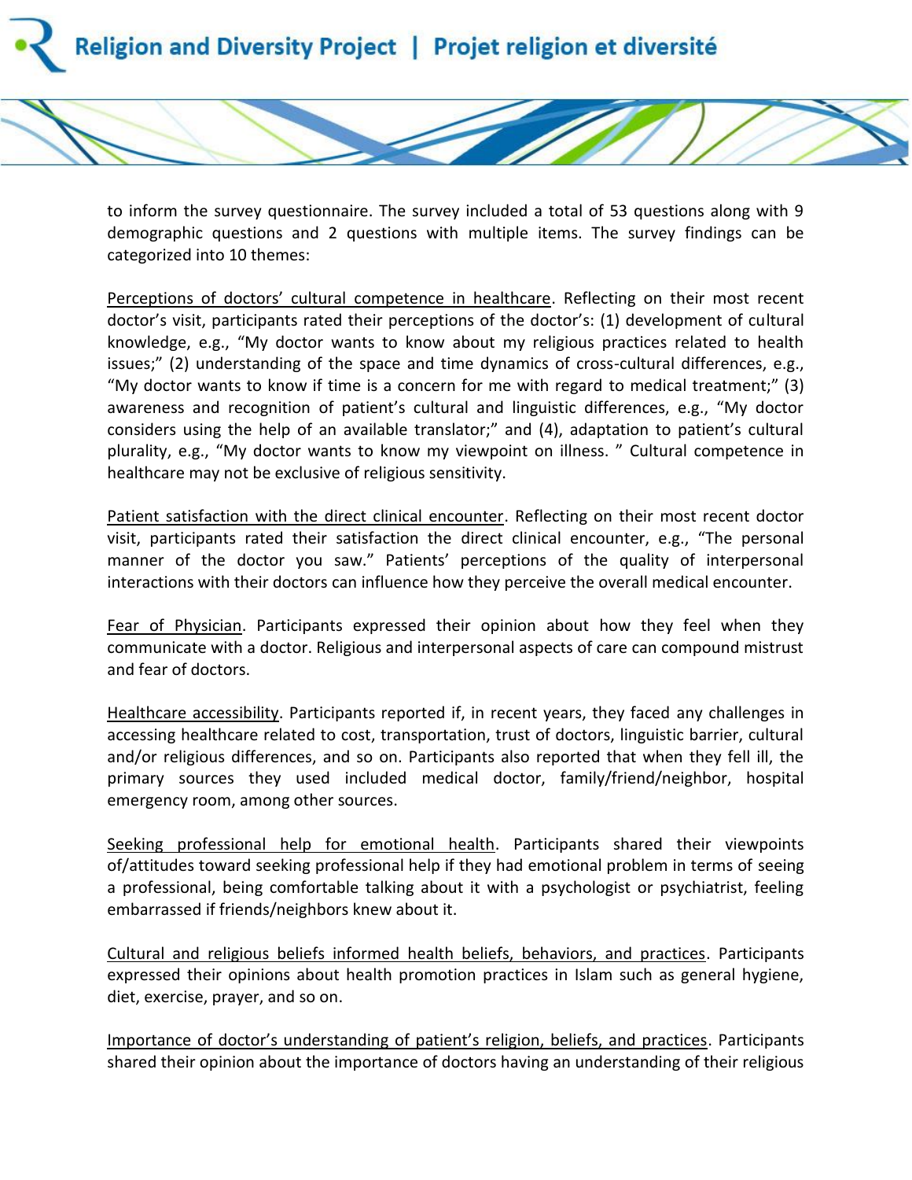to inform the survey questionnaire. The survey included a total of 53 questions along with 9 demographic questions and 2 questions with multiple items. The survey findings can be categorized into 10 themes:

<u>Perceptions of doctors' cultural competence in healthcare</u>. Reflecting on their most recent doctor's visit, participants rated their perceptions of the doctor's: (1) development of cultural knowledge, e.g., "My doctor wants to know about my religious practices related to health issues;" (2) understanding of the space and time dynamics of cross-cultural differences, e.g., "My doctor wants to know if time is a concern for me with regard to medical treatment;" (3) awareness and recognition of patient's cultural and linguistic differences, e.g., "My doctor considers using the help of an available translator;" and (4), adaptation to patient's cultural plurality, e.g., "My doctor wants to know my viewpoint on illness. " Cultural competence in healthcare may not be exclusive of religious sensitivity.

<u>Patient satisfaction with the direct clinical encounter</u>. Reflecting on their most recent doctor visit, participants rated their satisfaction the direct clinical encounter, e.g., "The personal manner of the doctor you saw." Patients' perceptions of the quality of interpersonal interactions with their doctors can influence how they perceive the overall medical encounter.

<u>Fear of Physician</u>. Participants expressed their opinion about how they feel when they communicate with a doctor. Religious and interpersonal aspects of care can compound mistrust and fear of doctors.

<u>Healthcare accessibility</u>. Participants reported if, in recent years, they faced any challenges in accessing healthcare related to cost, transportation, trust of doctors, linguistic barrier, cultural and/or religious differences, and so on. Participants also reported that when they fell ill, the primary sources they used included medical doctor, family/friend/neighbor, hospital emergency room, among other sources.

<u>Seeking professional help for emotional health</u>. Participants shared their viewpoints of/attitudes toward seeking professional help if they had emotional problem in terms of seeing a professional, being comfortable talking about it with a psychologist or psychiatrist, feeling embarrassed if friends/neighbors knew about it.

<u>Cultural and religious beliefs informed health beliefs, behaviors, and practices</u>. Participants expressed their opinions about health promotion practices in Islam such as general hygiene, diet, exercise, prayer, and so on.

<u>Importance of doctor's understanding of patient's religion, beliefs, and practices</u>. Participants shared their opinion about the importance of doctors having an understanding of their religious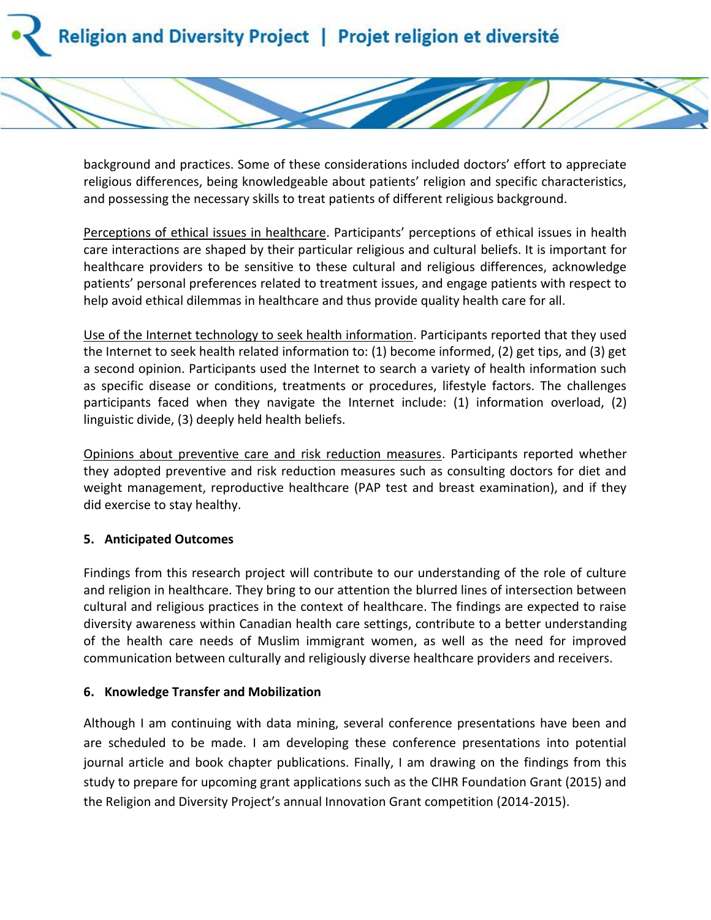background and practices. Some of these considerations included doctors' effort to appreciate religious differences, being knowledgeable about patients' religion and specific characteristics, and possessing the necessary skills to treat patients of different religious background.

<u>Perceptions of ethical issues in healthcare</u>. Participants' perceptions of ethical issues in health care interactions are shaped by their particular religious and cultural beliefs. It is important for healthcare providers to be sensitive to these cultural and religious differences, acknowledge patients' personal preferences related to treatment issues, and engage patients with respect to help avoid ethical dilemmas in healthcare and thus provide quality health care for all.

<u>Use of the Internet technology to seek health information</u>. Participants reported that they used the Internet to seek health related information to: (1) become informed, (2) get tips, and (3) get a second opinion. Participants used the Internet to search a variety of health information such as specific disease or conditions, treatments or procedures, lifestyle factors. The challenges participants faced when they navigate the Internet include: (1) information overload, (2) linguistic divide, (3) deeply held health beliefs.

<u>Opinions about preventive care and risk reduction measures</u>. Participants reported whether they adopted preventive and risk reduction measures such as consulting doctors for diet and weight management, reproductive healthcare (PAP test and breast examination), and if they did exercise to stay healthy.

## 5. Anticipated Outcomes

Findings from this research project will contribute to our understanding of the role of culture and religion in healthcare. They bring to our attention the blurred lines of intersection between cultural and religious practices in the context of healthcare. The findings are expected to raise diversity awareness within Canadian health care settings, contribute to a better understanding of the health care needs of Muslim immigrant women, as well as the need for improved communication between culturally and religiously diverse healthcare providers and receivers.

## 6. Knowledge Transfer and Mobilization

Although I am continuing with data mining, several conference presentations have been and are scheduled to be made. I am developing these conference presentations into potential journal article and book chapter publications. Finally, I am drawing on the findings from this study to prepare for upcoming grant applications such as the CIHR Foundation Grant (2015) and the Religion and Diversity Project's annual Innovation Grant competition (2014-2015).